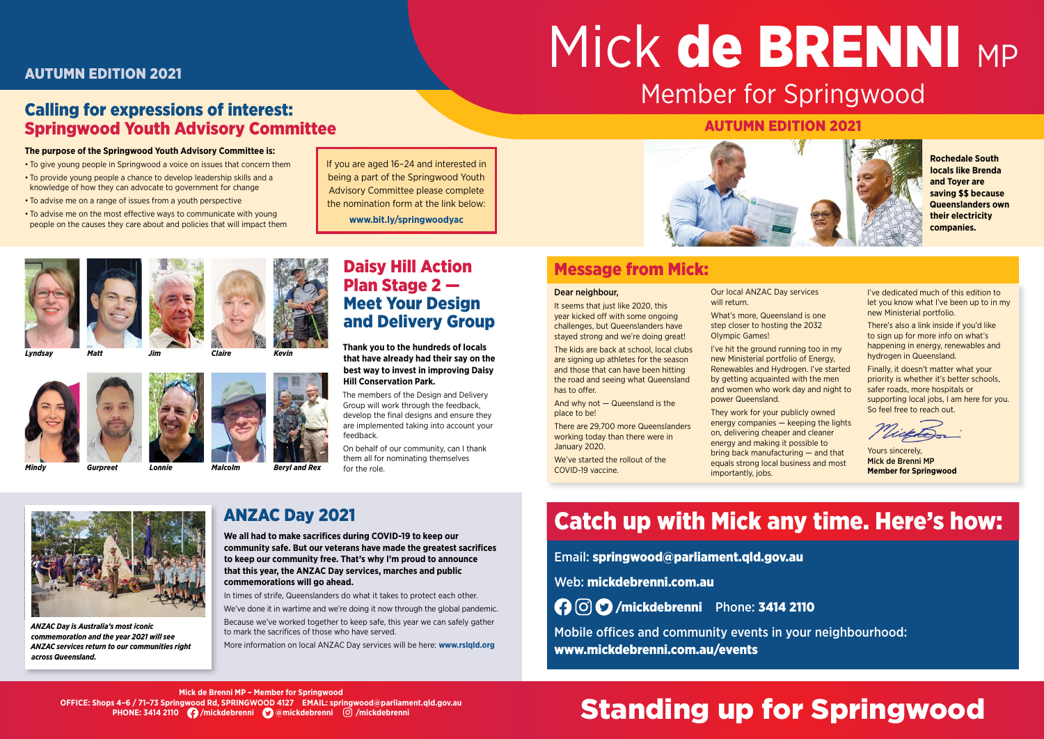# Mick de BRENNI MP

## Member for Springwood

**AUTUMN EDITION 2021**

## Calling for expressions of interest: Springwood Youth Advisory Committee

**The purpose of the Springwood Youth Advisory Committee is:**

- To give young people in Springwood a voice on issues that concern them
- To provide young people a chance to develop leadership skills and a knowledge of how they can advocate to government for change
- To advise me on a range of issues from a youth perspective
- To advise me on the most effective ways to communicate with young people on the causes they care about and policies that will impact them

If you are aged 16–24 and interested in being a part of the Springwood Youth Advisory Committee please complete the nomination form at the link below:

**www.bit.ly/springwoodyac**

**Rochedale South locals like Brenda and Toyer are saving $$ because Queenslanders own their electricity companies.**

*Lyndsay* *Matt* *Jim* *Claire* *Kevin*

*Mindy* *Gurpreet* *Lonnie* *Malcolm* *Beryl and Rex*

## Daisy Hill Action Plan Stage 2 — Meet Your Design and Delivery Group

**Thank you to the hundreds of locals that have already had their say on the best way to invest in improving Daisy Hill Conservation Park.**

The members of the Design and Delivery Group will work through the feedback, develop the final designs and ensure they are implemented taking into account your feedback.

On behalf of our community, can I thank them all for nominating themselves for the role.

## Message from Mick:

**Dear neighbour,**

It seems that just like 2020, this year kicked off with some ongoing challenges, but Queenslanders have stayed strong and we're doing great!

The kids are back at school, local clubs are signing up athletes for the season and those that can have been hitting the road and seeing what Queensland has to offer.

And why not — Queensland is the place to be!

There are 29,700 more Queenslanders working today than there were in January 2020.

We've started the rollout of the COVID-19 vaccine.

Our local ANZAC Day services will return.

What's more, Queensland is one step closer to hosting the 2032 Olympic Games!

I've hit the ground running too in my new Ministerial portfolio of Energy, Renewables and Hydrogen. I've started by getting acquainted with the men and women who work day and night to power Queensland.

They work for your publicly owned energy companies — keeping the lights on, delivering cheaper and cleaner energy and making it possible to bring back manufacturing — and that equals strong local business and most importantly, jobs.

I've dedicated much of this edition to let you know what I've been up to in my new Ministerial portfolio.

There's also a link inside if you'd like to sign up for more info on what's happening in energy, renewables and hydrogen in Queensland.

Finally, it doesn't matter what your priority is whether it's better schools, safer roads, more hospitals or supporting local jobs, I am here for you. So feel free to reach out.

Yours sincerely,
**Mick de Brenni MP**
**Member for Springwood**

## ANZAC Day 2021

*ANZAC Day is Australia's most iconic commemoration and the year 2021 will see ANZAC services return to our communities right across Queensland.*

**We all had to make sacrifices during COVID-19 to keep our community safe. But our veterans have made the greatest sacrifices to keep our community free. That's why I'm proud to announce that this year, the ANZAC Day services, marches and public commemorations will go ahead.**

In times of strife, Queenslanders do what it takes to protect each other.

We've done it in wartime and we're doing it now through the global pandemic.

Because we've worked together to keep safe, this year we can safely gather to mark the sacrifices of those who have served.

More information on local ANZAC Day services will be here: **www.rslqld.org**

## Catch up with Mick any time. Here's how:

Email: **springwood@parliament.qld.gov.au**

Web: **mickdebrenni.com.au**

**/mickdebrenni** Phone: **3414 2110**

Mobile offices and community events in your neighbourhood:
**www.mickdebrenni.com.au/events**

**Mick de Brenni MP – Member for Springwood**
**OFFICE: Shops 4–6 / 71–73 Springwood Rd, SPRINGWOOD 4127 EMAIL: springwood@parliament.qld.gov.au**
**PHONE: 3414 2110 /mickdebrenni @mickdebrenni /mickdebrenni**

# Standing up for Springwood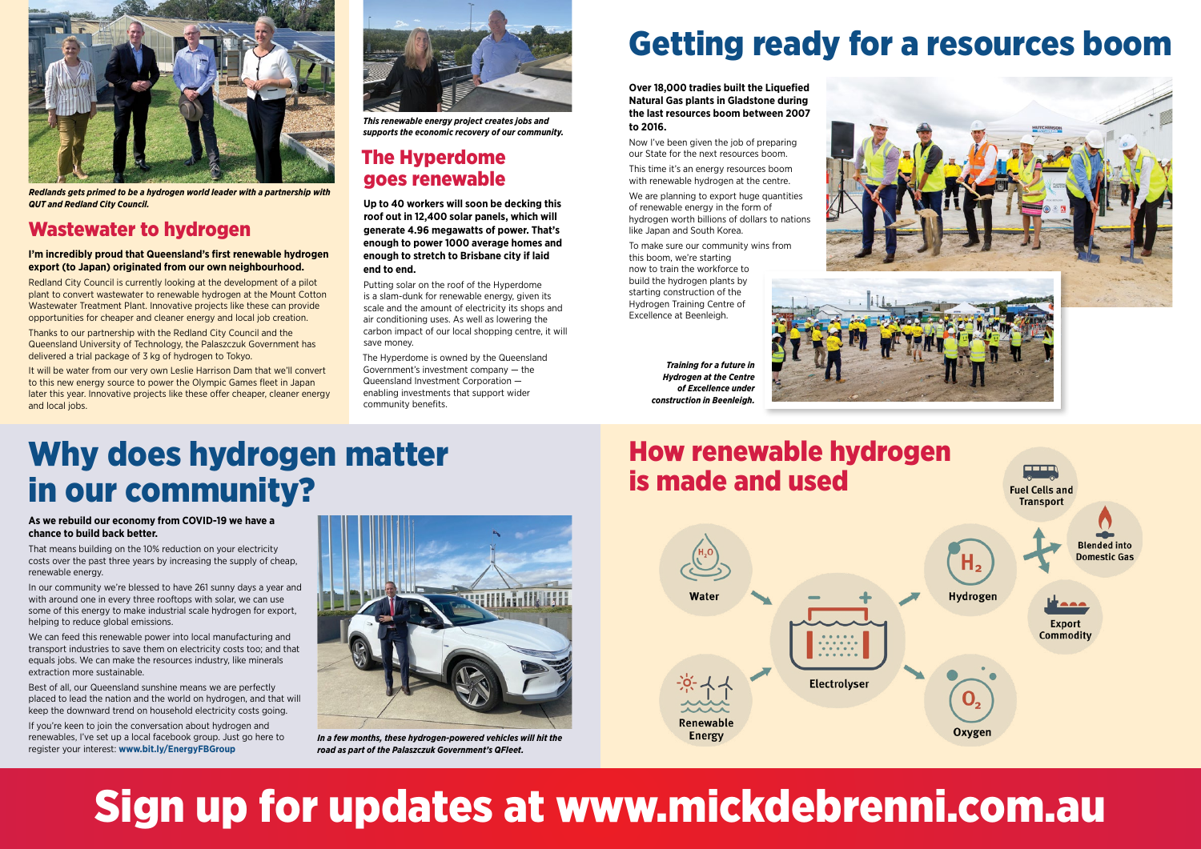*Redlands gets primed to be a hydrogen world leader with a partnership with QUT and Redland City Council.*

## Wastewater to hydrogen

**I'm incredibly proud that Queensland's first renewable hydrogen export (to Japan) originated from our own neighbourhood.**

Redland City Council is currently looking at the development of a pilot plant to convert wastewater to renewable hydrogen at the Mount Cotton Wastewater Treatment Plant. Innovative projects like these can provide opportunities for cheaper and cleaner energy and local job creation.

Thanks to our partnership with the Redland City Council and the Queensland University of Technology, the Palaszczuk Government has delivered a trial package of 3 kg of hydrogen to Tokyo.

It will be water from our very own Leslie Harrison Dam that we'll convert to this new energy source to power the Olympic Games fleet in Japan later this year. Innovative projects like these offer cheaper, cleaner energy and local jobs.

*This renewable energy project creates jobs and supports the economic recovery of our community.*

## The Hyperdome goes renewable

**Up to 40 workers will soon be decking this roof out in 12,400 solar panels, which will generate 4.96 megawatts of power. That's enough to power 1000 average homes and enough to stretch to Brisbane city if laid end to end.**

Putting solar on the roof of the Hyperdome is a slam-dunk for renewable energy, given its scale and the amount of electricity its shops and air conditioning uses. As well as lowering the carbon impact of our local shopping centre, it will save money.

The Hyperdome is owned by the Queensland Government's investment company — the Queensland Investment Corporation — enabling investments that support wider community benefits.

# Getting ready for a resources boom

**Over 18,000 tradies built the Liquefied Natural Gas plants in Gladstone during the last resources boom between 2007 to 2016.**

Now I've been given the job of preparing our State for the next resources boom.

This time it's an energy resources boom with renewable hydrogen at the centre.

We are planning to export huge quantities of renewable energy in the form of hydrogen worth billions of dollars to nations like Japan and South Korea.

To make sure our community wins from this boom, we're starting now to train the workforce to build the hydrogen plants by starting construction of the Hydrogen Training Centre of Excellence at Beenleigh.

*Training for a future in Hydrogen at the Centre of Excellence under construction in Beenleigh.*

# Why does hydrogen matter in our community?

**As we rebuild our economy from COVID-19 we have a chance to build back better.**

That means building on the 10% reduction on your electricity costs over the past three years by increasing the supply of cheap, renewable energy.

In our community we're blessed to have 261 sunny days a year and with around one in every three rooftops with solar, we can use some of this energy to make industrial scale hydrogen for export, helping to reduce global emissions.

We can feed this renewable power into local manufacturing and transport industries to save them on electricity costs too; and that equals jobs. We can make the resources industry, like minerals extraction more sustainable.

Best of all, our Queensland sunshine means we are perfectly placed to lead the nation and the world on hydrogen, and that will keep the downward trend on household electricity costs going.

If you're keen to join the conversation about hydrogen and renewables, I've set up a local facebook group. Just go here to register your interest: **www.bit.ly/EnergyFBGroup**

*In a few months, these hydrogen-powered vehicles will hit the road as part of the Palaszczuk Government's QFleet.*

# How renewable hydrogen is made and used

Water

Renewable Energy

Electrolyser

Hydrogen

Oxygen

Fuel Cells and Transport

Blended into Domestic Gas

Export Commodity

# Sign up for updates at www.mickdebrenni.com.au